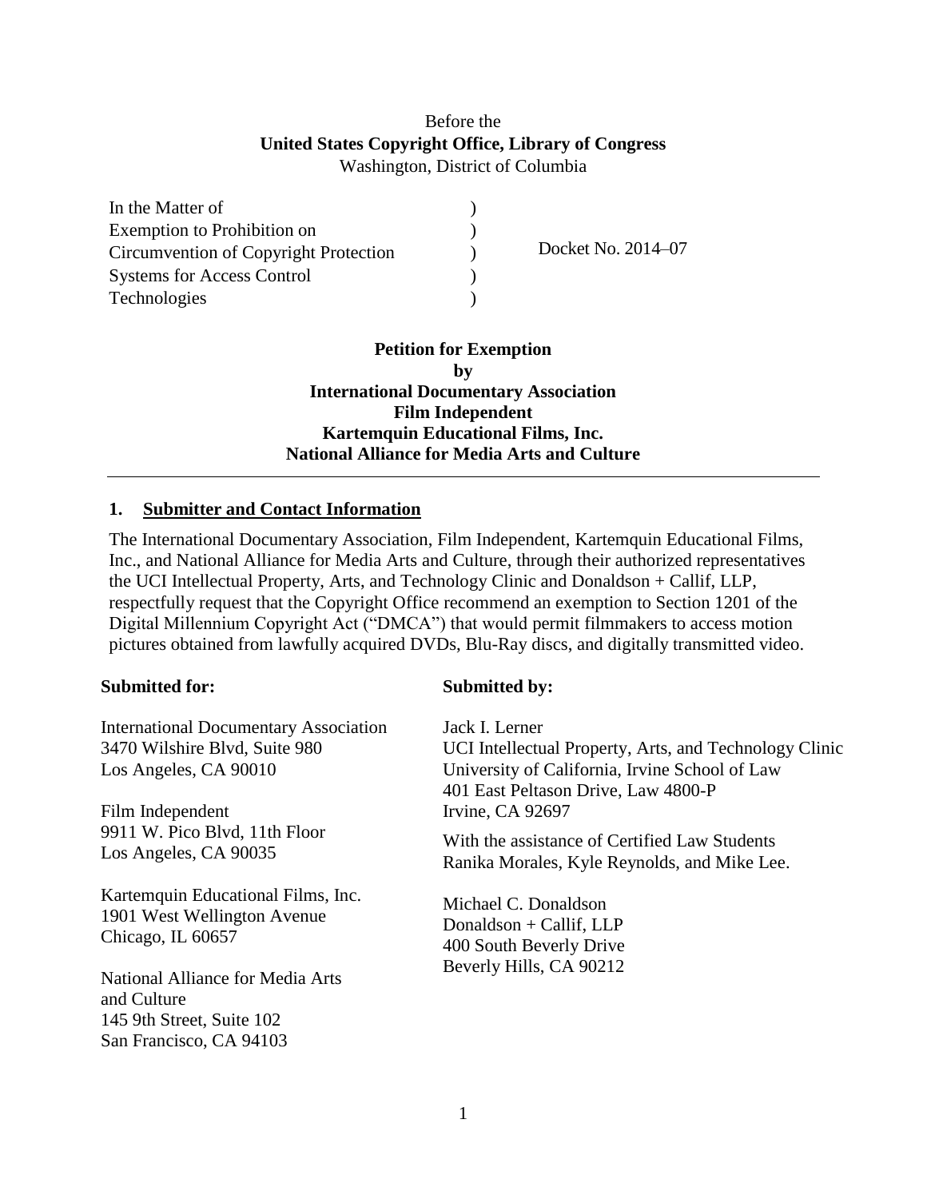Before the

**United States Copyright Office, Library of Congress**

Washington, District of Columbia

| | | |
|---|---|---|
| In the Matter of | ) | |
| Exemption to Prohibition on | ) | |
| Circumvention of Copyright Protection | ) | Docket No. 2014–07 |
| Systems for Access Control | ) | |
| Technologies | ) | |

**Petition for Exemption**
**by**
**International Documentary Association**
**Film Independent**
**Kartemquin Educational Films, Inc.**
**National Alliance for Media Arts and Culture**

---

## 1. Submitter and Contact Information

The International Documentary Association, Film Independent, Kartemquin Educational Films, Inc., and National Alliance for Media Arts and Culture, through their authorized representatives the UCI Intellectual Property, Arts, and Technology Clinic and Donaldson + Callif, LLP, respectfully request that the Copyright Office recommend an exemption to Section 1201 of the Digital Millennium Copyright Act ("DMCA") that would permit filmmakers to access motion pictures obtained from lawfully acquired DVDs, Blu-Ray discs, and digitally transmitted video.

**Submitted for:**

International Documentary Association
3470 Wilshire Blvd, Suite 980
Los Angeles, CA 90010

Film Independent
9911 W. Pico Blvd, 11th Floor
Los Angeles, CA 90035

Kartemquin Educational Films, Inc.
1901 West Wellington Avenue
Chicago, IL 60657

National Alliance for Media Arts and Culture
145 9th Street, Suite 102
San Francisco, CA 94103

**Submitted by:**

Jack I. Lerner
UCI Intellectual Property, Arts, and Technology Clinic
University of California, Irvine School of Law
401 East Peltason Drive, Law 4800-P
Irvine, CA 92697

With the assistance of Certified Law Students Ranika Morales, Kyle Reynolds, and Mike Lee.

Michael C. Donaldson
Donaldson + Callif, LLP
400 South Beverly Drive
Beverly Hills, CA 90212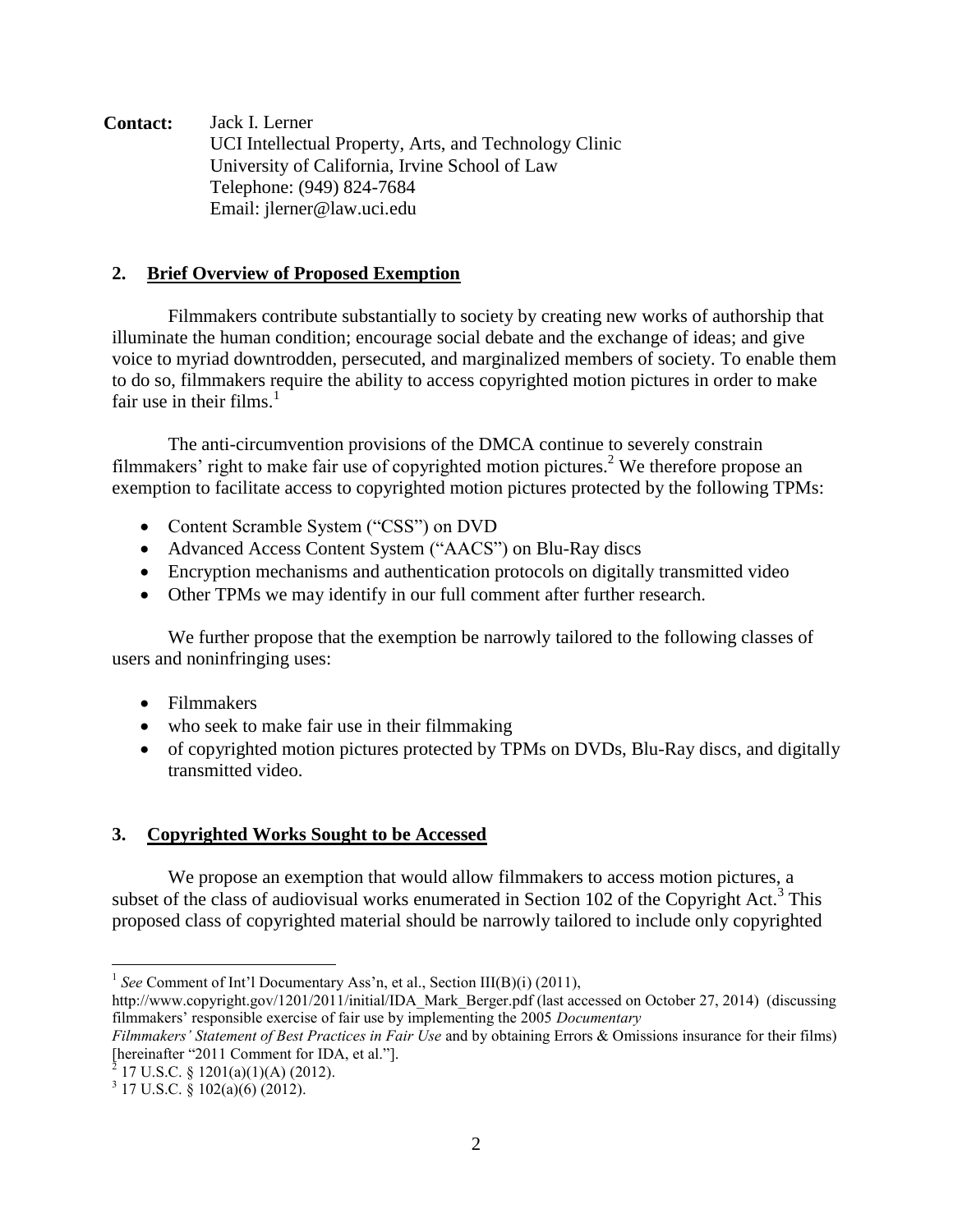**Contact:** Jack I. Lerner
UCI Intellectual Property, Arts, and Technology Clinic
University of California, Irvine School of Law
Telephone: (949) 824-7684
Email: jlerner@law.uci.edu

## 2. Brief Overview of Proposed Exemption

Filmmakers contribute substantially to society by creating new works of authorship that illuminate the human condition; encourage social debate and the exchange of ideas; and give voice to myriad downtrodden, persecuted, and marginalized members of society. To enable them to do so, filmmakers require the ability to access copyrighted motion pictures in order to make fair use in their films.[1]

The anti-circumvention provisions of the DMCA continue to severely constrain filmmakers' right to make fair use of copyrighted motion pictures.[2] We therefore propose an exemption to facilitate access to copyrighted motion pictures protected by the following TPMs:

- Content Scramble System ("CSS") on DVD
- Advanced Access Content System ("AACS") on Blu-Ray discs
- Encryption mechanisms and authentication protocols on digitally transmitted video
- Other TPMs we may identify in our full comment after further research.

We further propose that the exemption be narrowly tailored to the following classes of users and noninfringing uses:

- Filmmakers
- who seek to make fair use in their filmmaking
- of copyrighted motion pictures protected by TPMs on DVDs, Blu-Ray discs, and digitally transmitted video.

## 3. Copyrighted Works Sought to be Accessed

We propose an exemption that would allow filmmakers to access motion pictures, a subset of the class of audiovisual works enumerated in Section 102 of the Copyright Act.[3] This proposed class of copyrighted material should be narrowly tailored to include only copyrighted

---

[1] *See* Comment of Int'l Documentary Ass'n, et al., Section III(B)(i) (2011), http://www.copyright.gov/1201/2011/initial/IDA_Mark_Berger.pdf (last accessed on October 27, 2014) (discussing filmmakers' responsible exercise of fair use by implementing the 2005 *Documentary Filmmakers' Statement of Best Practices in Fair Use* and by obtaining Errors & Omissions insurance for their films) [hereinafter "2011 Comment for IDA, et al."].

[2] 17 U.S.C. § 1201(a)(1)(A) (2012).

[3] 17 U.S.C. § 102(a)(6) (2012).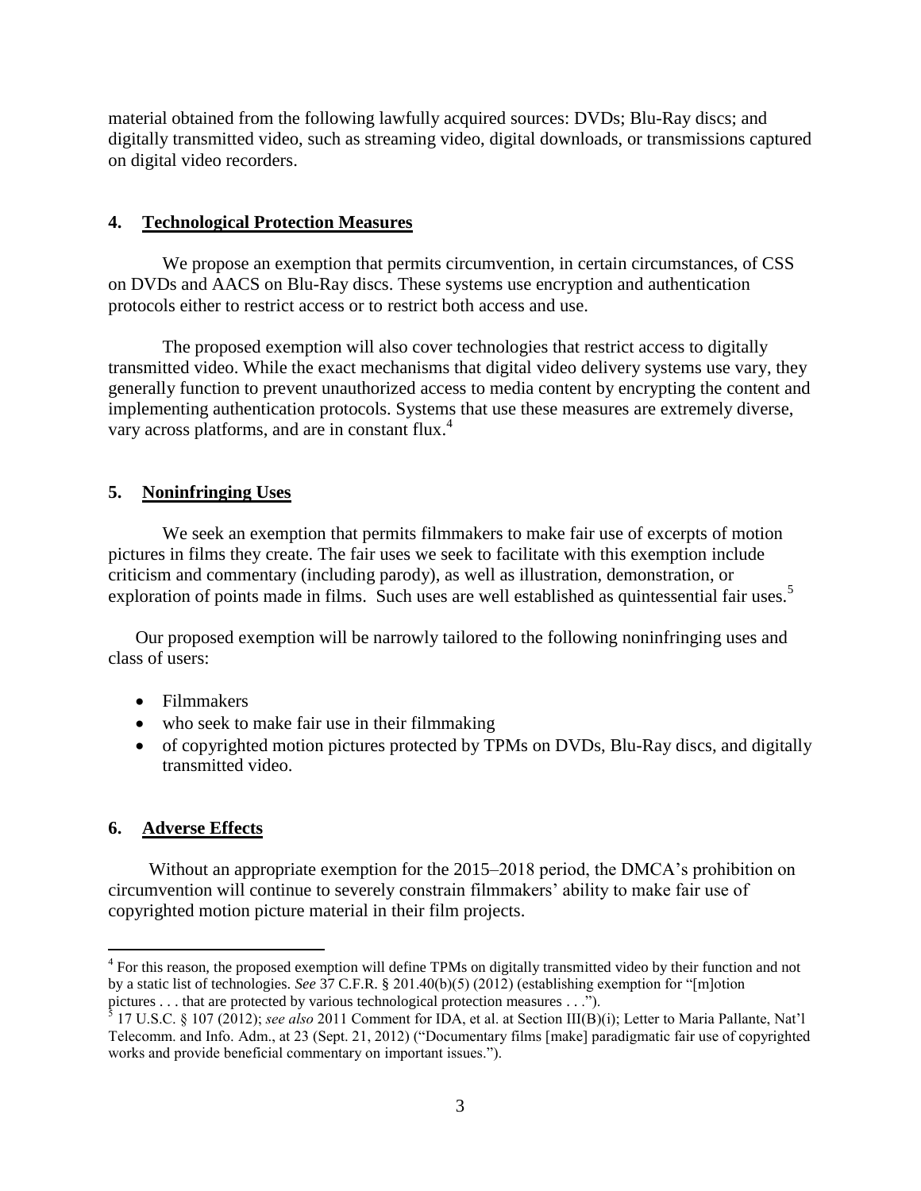material obtained from the following lawfully acquired sources: DVDs; Blu-Ray discs; and digitally transmitted video, such as streaming video, digital downloads, or transmissions captured on digital video recorders.

## 4. Technological Protection Measures

We propose an exemption that permits circumvention, in certain circumstances, of CSS on DVDs and AACS on Blu-Ray discs. These systems use encryption and authentication protocols either to restrict access or to restrict both access and use.

The proposed exemption will also cover technologies that restrict access to digitally transmitted video. While the exact mechanisms that digital video delivery systems use vary, they generally function to prevent unauthorized access to media content by encrypting the content and implementing authentication protocols. Systems that use these measures are extremely diverse, vary across platforms, and are in constant flux.[4]

## 5. Noninfringing Uses

We seek an exemption that permits filmmakers to make fair use of excerpts of motion pictures in films they create. The fair uses we seek to facilitate with this exemption include criticism and commentary (including parody), as well as illustration, demonstration, or exploration of points made in films. Such uses are well established as quintessential fair uses.[5]

Our proposed exemption will be narrowly tailored to the following noninfringing uses and class of users:

- Filmmakers
- who seek to make fair use in their filmmaking
- of copyrighted motion pictures protected by TPMs on DVDs, Blu-Ray discs, and digitally transmitted video.

## 6. Adverse Effects

Without an appropriate exemption for the 2015–2018 period, the DMCA's prohibition on circumvention will continue to severely constrain filmmakers' ability to make fair use of copyrighted motion picture material in their film projects.

---

[4] For this reason, the proposed exemption will define TPMs on digitally transmitted video by their function and not by a static list of technologies. *See* 37 C.F.R. § 201.40(b)(5) (2012) (establishing exemption for "[m]otion pictures . . . that are protected by various technological protection measures . . .").

[5] 17 U.S.C. § 107 (2012); *see also* 2011 Comment for IDA, et al. at Section III(B)(i); Letter to Maria Pallante, Nat'l Telecomm. and Info. Adm., at 23 (Sept. 21, 2012) ("Documentary films [make] paradigmatic fair use of copyrighted works and provide beneficial commentary on important issues.").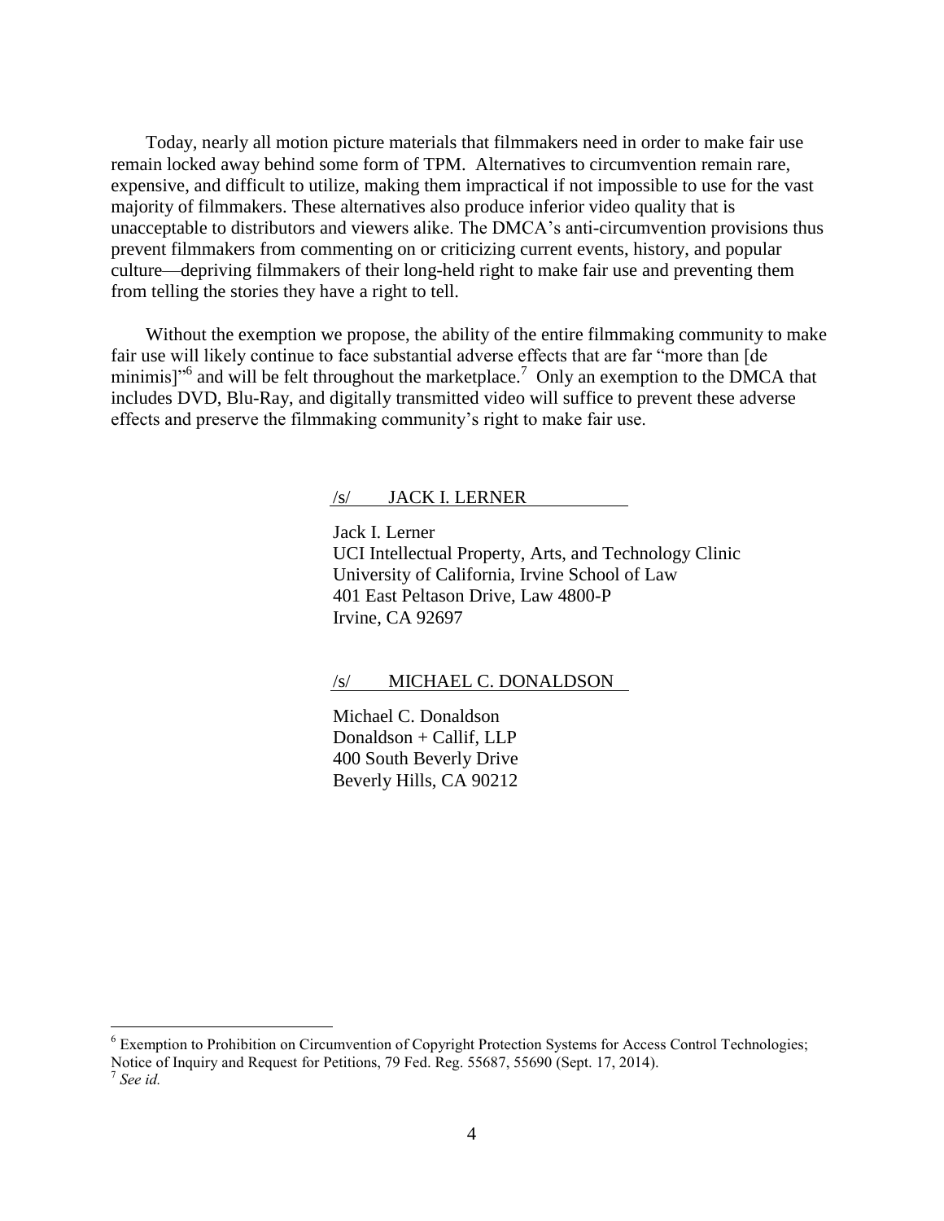Today, nearly all motion picture materials that filmmakers need in order to make fair use remain locked away behind some form of TPM. Alternatives to circumvention remain rare, expensive, and difficult to utilize, making them impractical if not impossible to use for the vast majority of filmmakers. These alternatives also produce inferior video quality that is unacceptable to distributors and viewers alike. The DMCA's anti-circumvention provisions thus prevent filmmakers from commenting on or criticizing current events, history, and popular culture—depriving filmmakers of their long-held right to make fair use and preventing them from telling the stories they have a right to tell.

Without the exemption we propose, the ability of the entire filmmaking community to make fair use will likely continue to face substantial adverse effects that are far "more than [de minimis]"[6] and will be felt throughout the marketplace.[7] Only an exemption to the DMCA that includes DVD, Blu-Ray, and digitally transmitted video will suffice to prevent these adverse effects and preserve the filmmaking community's right to make fair use.

/s/ JACK I. LERNER

Jack I. Lerner
UCI Intellectual Property, Arts, and Technology Clinic
University of California, Irvine School of Law
401 East Peltason Drive, Law 4800-P
Irvine, CA 92697

/s/ MICHAEL C. DONALDSON

Michael C. Donaldson
Donaldson + Callif, LLP
400 South Beverly Drive
Beverly Hills, CA 90212

---

[6] Exemption to Prohibition on Circumvention of Copyright Protection Systems for Access Control Technologies; Notice of Inquiry and Request for Petitions, 79 Fed. Reg. 55687, 55690 (Sept. 17, 2014).

[7] *See id.*